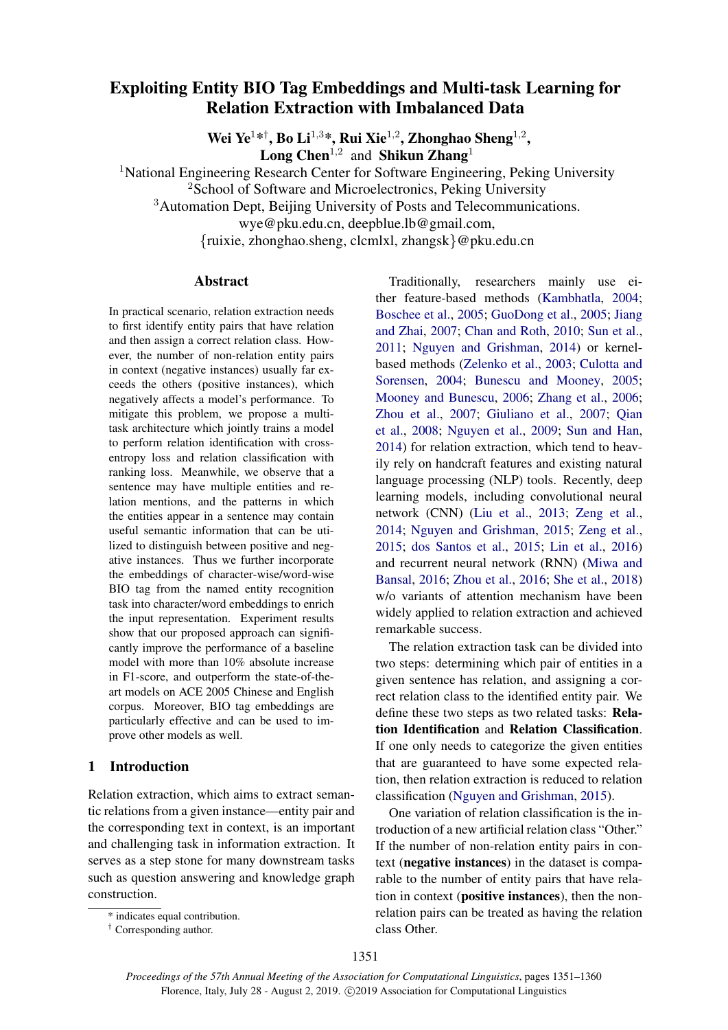# Exploiting Entity BIO Tag Embeddings and Multi-task Learning for Relation Extraction with Imbalanced Data

**Wei Ye**[1*†], **Bo Li**[1,3*], **Rui Xie**[1,2], **Zhonghao Sheng**[1,2], **Long Chen**[1,2] and **Shikun Zhang**[1]

[1]National Engineering Research Center for Software Engineering, Peking University
[2]School of Software and Microelectronics, Peking University
[3]Automation Dept, Beijing University of Posts and Telecommunications.
wye@pku.edu.cn, deepblue.lb@gmail.com,
{ruixie, zhonghao.sheng, clcmlxl, zhangsk}@pku.edu.cn

## Abstract

In practical scenario, relation extraction needs to first identify entity pairs that have relation and then assign a correct relation class. However, the number of non-relation entity pairs in context (negative instances) usually far exceeds the others (positive instances), which negatively affects a model's performance. To mitigate this problem, we propose a multi-task architecture which jointly trains a model to perform relation identification with cross-entropy loss and relation classification with ranking loss. Meanwhile, we observe that a sentence may have multiple entities and relation mentions, and the patterns in which the entities appear in a sentence may contain useful semantic information that can be utilized to distinguish between positive and negative instances. Thus we further incorporate the embeddings of character-wise/word-wise BIO tag from the named entity recognition task into character/word embeddings to enrich the input representation. Experiment results show that our proposed approach can significantly improve the performance of a baseline model with more than 10% absolute increase in F1-score, and outperform the state-of-the-art models on ACE 2005 Chinese and English corpus. Moreover, BIO tag embeddings are particularly effective and can be used to improve other models as well.

## 1 Introduction

Relation extraction, which aims to extract semantic relations from a given instance—entity pair and the corresponding text in context, is an important and challenging task in information extraction. It serves as a step stone for many downstream tasks such as question answering and knowledge graph construction.

Traditionally, researchers mainly use either feature-based methods (Kambhatla, 2004; Boschee et al., 2005; GuoDong et al., 2005; Jiang and Zhai, 2007; Chan and Roth, 2010; Sun et al., 2011; Nguyen and Grishman, 2014) or kernel-based methods (Zelenko et al., 2003; Culotta and Sorensen, 2004; Bunescu and Mooney, 2005; Mooney and Bunescu, 2006; Zhang et al., 2006; Zhou et al., 2007; Giuliano et al., 2007; Qian et al., 2008; Nguyen et al., 2009; Sun and Han, 2014) for relation extraction, which tend to heavily rely on handcraft features and existing natural language processing (NLP) tools. Recently, deep learning models, including convolutional neural network (CNN) (Liu et al., 2013; Zeng et al., 2014; Nguyen and Grishman, 2015; Zeng et al., 2015; dos Santos et al., 2015; Lin et al., 2016) and recurrent neural network (RNN) (Miwa and Bansal, 2016; Zhou et al., 2016; She et al., 2018) w/o variants of attention mechanism have been widely applied to relation extraction and achieved remarkable success.

The relation extraction task can be divided into two steps: determining which pair of entities in a given sentence has relation, and assigning a correct relation class to the identified entity pair. We define these two steps as two related tasks: **Relation Identification** and **Relation Classification**. If one only needs to categorize the given entities that are guaranteed to have some expected relation, then relation extraction is reduced to relation classification (Nguyen and Grishman, 2015).

One variation of relation classification is the introduction of a new artificial relation class "Other." If the number of non-relation entity pairs in context (**negative instances**) in the dataset is comparable to the number of entity pairs that have relation in context (**positive instances**), then the non-relation pairs can be treated as having the relation class Other.

* indicates equal contribution.
† Corresponding author.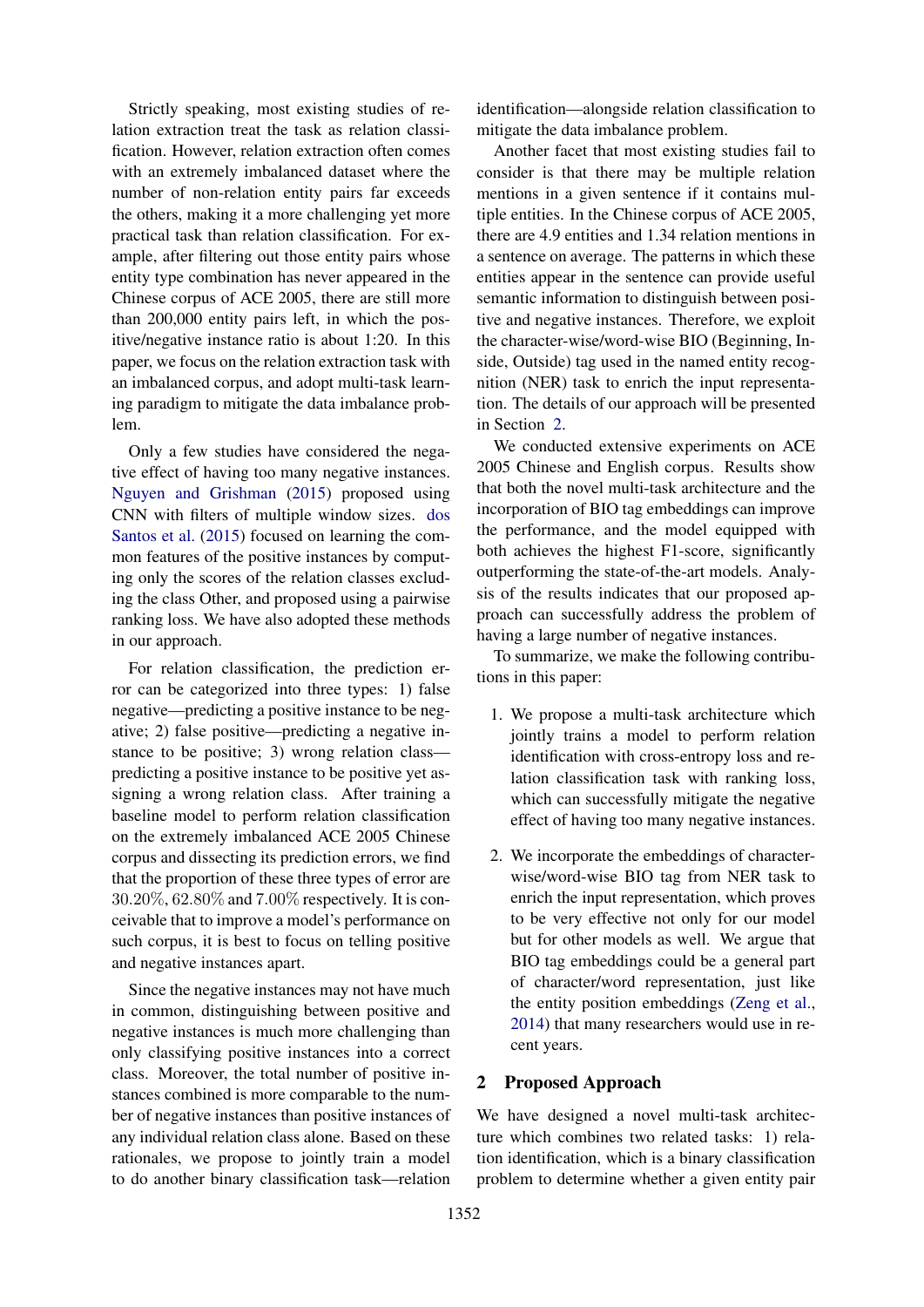Strictly speaking, most existing studies of relation extraction treat the task as relation classification. However, relation extraction often comes with an extremely imbalanced dataset where the number of non-relation entity pairs far exceeds the others, making it a more challenging yet more practical task than relation classification. For example, after filtering out those entity pairs whose entity type combination has never appeared in the Chinese corpus of ACE 2005, there are still more than 200,000 entity pairs left, in which the positive/negative instance ratio is about 1:20. In this paper, we focus on the relation extraction task with an imbalanced corpus, and adopt multi-task learning paradigm to mitigate the data imbalance problem.

Only a few studies have considered the negative effect of having too many negative instances. Nguyen and Grishman (2015) proposed using CNN with filters of multiple window sizes. dos Santos et al. (2015) focused on learning the common features of the positive instances by computing only the scores of the relation classes excluding the class Other, and proposed using a pairwise ranking loss. We have also adopted these methods in our approach.

For relation classification, the prediction error can be categorized into three types: 1) false negative—predicting a positive instance to be negative; 2) false positive—predicting a negative instance to be positive; 3) wrong relation class—predicting a positive instance to be positive yet assigning a wrong relation class. After training a baseline model to perform relation classification on the extremely imbalanced ACE 2005 Chinese corpus and dissecting its prediction errors, we find that the proportion of these three types of error are $30.20\%$, $62.80\%$ and $7.00\%$ respectively. It is conceivable that to improve a model's performance on such corpus, it is best to focus on telling positive and negative instances apart.

Since the negative instances may not have much in common, distinguishing between positive and negative instances is much more challenging than only classifying positive instances into a correct class. Moreover, the total number of positive instances combined is more comparable to the number of negative instances than positive instances of any individual relation class alone. Based on these rationales, we propose to jointly train a model to do another binary classification task—relation identification—alongside relation classification to mitigate the data imbalance problem.

Another facet that most existing studies fail to consider is that there may be multiple relation mentions in a given sentence if it contains multiple entities. In the Chinese corpus of ACE 2005, there are 4.9 entities and 1.34 relation mentions in a sentence on average. The patterns in which these entities appear in the sentence can provide useful semantic information to distinguish between positive and negative instances. Therefore, we exploit the character-wise/word-wise BIO (Beginning, Inside, Outside) tag used in the named entity recognition (NER) task to enrich the input representation. The details of our approach will be presented in Section 2.

We conducted extensive experiments on ACE 2005 Chinese and English corpus. Results show that both the novel multi-task architecture and the incorporation of BIO tag embeddings can improve the performance, and the model equipped with both achieves the highest F1-score, significantly outperforming the state-of-the-art models. Analysis of the results indicates that our proposed approach can successfully address the problem of having a large number of negative instances.

To summarize, we make the following contributions in this paper:

1. We propose a multi-task architecture which jointly trains a model to perform relation identification with cross-entropy loss and relation classification task with ranking loss, which can successfully mitigate the negative effect of having too many negative instances.

2. We incorporate the embeddings of character-wise/word-wise BIO tag from NER task to enrich the input representation, which proves to be very effective not only for our model but for other models as well. We argue that BIO tag embeddings could be a general part of character/word representation, just like the entity position embeddings (Zeng et al., 2014) that many researchers would use in recent years.

## 2 Proposed Approach

We have designed a novel multi-task architecture which combines two related tasks: 1) relation identification, which is a binary classification problem to determine whether a given entity pair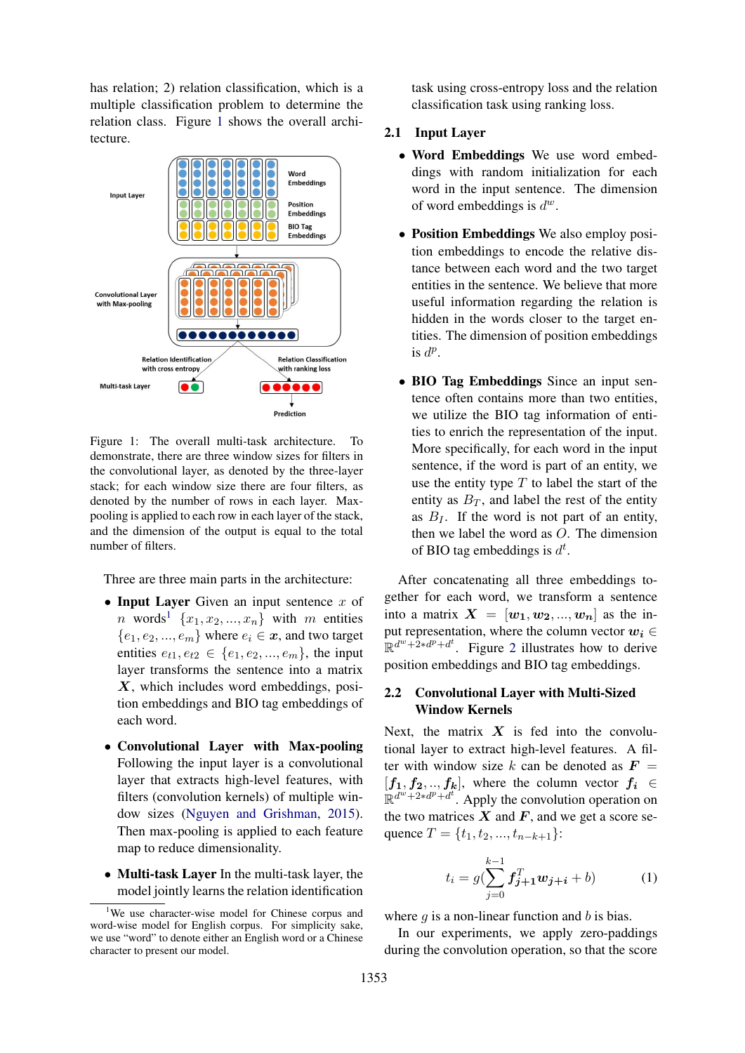has relation; 2) relation classification, which is a multiple classification problem to determine the relation class. Figure 1 shows the overall architecture.

Figure 1: The overall multi-task architecture. To demonstrate, there are three window sizes for filters in the convolutional layer, as denoted by the three-layer stack; for each window size there are four filters, as denoted by the number of rows in each layer. Max-pooling is applied to each row in each layer of the stack, and the dimension of the output is equal to the total number of filters.

Three are three main parts in the architecture:

- **Input Layer** Given an input sentence $x$ of $n$ words[1] $\{x_1, x_2, ..., x_n\}$ with $m$ entities $\{e_1, e_2, ..., e_m\}$ where $e_i \in \boldsymbol{x}$, and two target entities $e_{t1}, e_{t2} \in \{e_1, e_2, ..., e_m\}$, the input layer transforms the sentence into a matrix $\boldsymbol{X}$, which includes word embeddings, position embeddings and BIO tag embeddings of each word.
- **Convolutional Layer with Max-pooling** Following the input layer is a convolutional layer that extracts high-level features, with filters (convolution kernels) of multiple window sizes (Nguyen and Grishman, 2015). Then max-pooling is applied to each feature map to reduce dimensionality.
- **Multi-task Layer** In the multi-task layer, the model jointly learns the relation identification task using cross-entropy loss and the relation classification task using ranking loss.

[1] We use character-wise model for Chinese corpus and word-wise model for English corpus. For simplicity sake, we use "word" to denote either an English word or a Chinese character to present our model.

## 2.1 Input Layer

- **Word Embeddings** We use word embeddings with random initialization for each word in the input sentence. The dimension of word embeddings is $d^w$.
- **Position Embeddings** We also employ position embeddings to encode the relative distance between each word and the two target entities in the sentence. We believe that more useful information regarding the relation is hidden in the words closer to the target entities. The dimension of position embeddings is $d^p$.
- **BIO Tag Embeddings** Since an input sentence often contains more than two entities, we utilize the BIO tag information of entities to enrich the representation of the input. More specifically, for each word in the input sentence, if the word is part of an entity, we use the entity type $T$ to label the start of the entity as $B_T$, and label the rest of the entity as $B_I$. If the word is not part of an entity, then we label the word as $O$. The dimension of BIO tag embeddings is $d^t$.

After concatenating all three embeddings together for each word, we transform a sentence into a matrix $\boldsymbol{X} = [\boldsymbol{w_1}, \boldsymbol{w_2}, ..., \boldsymbol{w_n}]$ as the input representation, where the column vector $\boldsymbol{w_i} \in \mathbb{R}^{d^w + 2*d^p + d^t}$. Figure 2 illustrates how to derive position embeddings and BIO tag embeddings.

## 2.2 Convolutional Layer with Multi-Sized Window Kernels

Next, the matrix $\boldsymbol{X}$ is fed into the convolutional layer to extract high-level features. A filter with window size $k$ can be denoted as $\boldsymbol{F} = [\boldsymbol{f_1}, \boldsymbol{f_2}, .., \boldsymbol{f_k}]$, where the column vector $\boldsymbol{f_i} \in \mathbb{R}^{d^w + 2*d^p + d^t}$. Apply the convolution operation on the two matrices $\boldsymbol{X}$ and $\boldsymbol{F}$, and we get a score sequence $T = \{t_1, t_2, ..., t_{n-k+1}\}$:

$$t_i = g(\sum_{j=0}^{k-1} \boldsymbol{f}_{\boldsymbol{j+1}}^T \boldsymbol{w}_{\boldsymbol{j+i}} + b) \tag{1}$$

where $g$ is a non-linear function and $b$ is bias.

In our experiments, we apply zero-paddings during the convolution operation, so that the score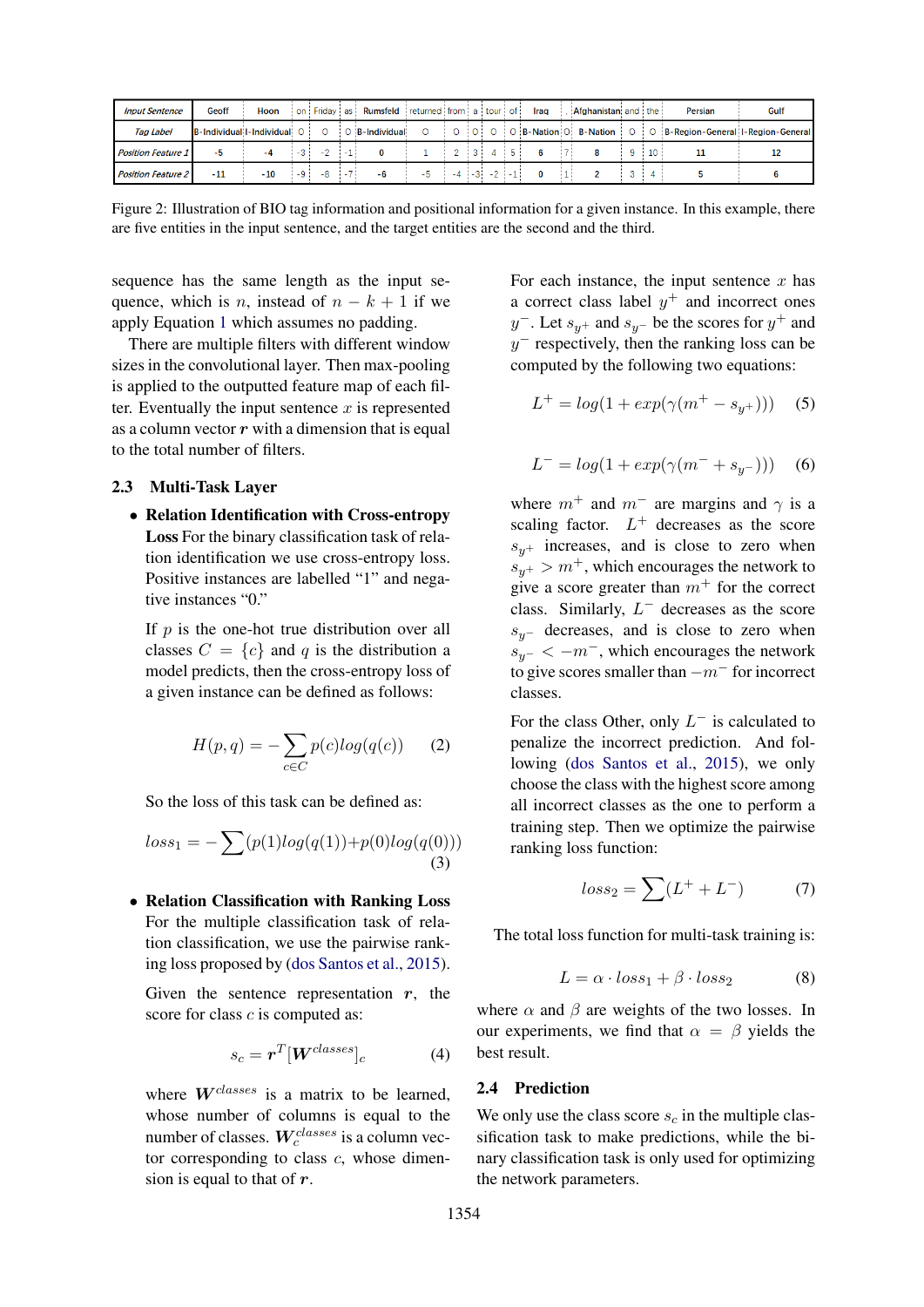| Input Sentence | Geoff | Hoon | on | Friday | as | Rumsfeld | returned | from | a | tour | of | Iraq | , | Afghanistan | and | the | Persian | Gulf |
|---|---|---|---|---|---|---|---|---|---|---|---|---|---|---|---|---|---|---|
| Tag Label | B-Individual | I-Individual | O | O | O | B-Individual | O | O | O | O | O | B-Nation | O | B-Nation | O | O | B-Region-General | I-Region-General |
| Position Feature 1 | -5 | -4 | -3 | -2 | -1 | 0 | 1 | 2 | 3 | 4 | 5 | 6 | 7 | 8 | 9 | 10 | 11 | 12 |
| Position Feature 2 | -11 | -10 | -9 | -8 | -7 | -6 | -5 | -4 | -3 | -2 | -1 | 0 | 1 | 2 | 3 | 4 | 5 | 6 |

Figure 2: Illustration of BIO tag information and positional information for a given instance. In this example, there are five entities in the input sentence, and the target entities are the second and the third.

sequence has the same length as the input sequence, which is $n$, instead of $n - k + 1$ if we apply Equation 1 which assumes no padding.

There are multiple filters with different window sizes in the convolutional layer. Then max-pooling is applied to the outputted feature map of each filter. Eventually the input sentence $x$ is represented as a column vector $\boldsymbol{r}$ with a dimension that is equal to the total number of filters.

## 2.3 Multi-Task Layer

- **Relation Identification with Cross-entropy Loss** For the binary classification task of relation identification we use cross-entropy loss. Positive instances are labelled "1" and negative instances "0."

  If $p$ is the one-hot true distribution over all classes $C = \{c\}$ and $q$ is the distribution a model predicts, then the cross-entropy loss of a given instance can be defined as follows:

$$H(p, q) = -\sum_{c \in C} p(c) log(q(c)) \tag{2}$$

  So the loss of this task can be defined as:

$$loss_1 = -\sum (p(1) log(q(1)) + p(0) log(q(0))) \tag{3}$$

- **Relation Classification with Ranking Loss** For the multiple classification task of relation classification, we use the pairwise ranking loss proposed by (dos Santos et al., 2015).

  Given the sentence representation $\boldsymbol{r}$, the score for class $c$ is computed as:

$$s_c = \boldsymbol{r}^T [\boldsymbol{W}^{classes}]_c \tag{4}$$

  where $\boldsymbol{W}^{classes}$ is a matrix to be learned, whose number of columns is equal to the number of classes. $\boldsymbol{W}_c^{classes}$ is a column vector corresponding to class $c$, whose dimension is equal to that of $\boldsymbol{r}$.

  For each instance, the input sentence $x$ has a correct class label $y^+$ and incorrect ones $y^-$. Let $s_{y^+}$ and $s_{y^-}$ be the scores for $y^+$ and $y^-$ respectively, then the ranking loss can be computed by the following two equations:

$$L^+ = log(1 + exp(\gamma(m^+ - s_{y^+}))) \tag{5}$$

$$L^- = log(1 + exp(\gamma(m^- + s_{y^-}))) \tag{6}$$

  where $m^+$ and $m^-$ are margins and $\gamma$ is a scaling factor. $L^+$ decreases as the score $s_{y^+}$ increases, and is close to zero when $s_{y^+} > m^+$, which encourages the network to give a score greater than $m^+$ for the correct class. Similarly, $L^-$ decreases as the score $s_{y^-}$ decreases, and is close to zero when $s_{y^-} < -m^-$, which encourages the network to give scores smaller than $-m^-$ for incorrect classes.

  For the class Other, only $L^-$ is calculated to penalize the incorrect prediction. And following (dos Santos et al., 2015), we only choose the class with the highest score among all incorrect classes as the one to perform a training step. Then we optimize the pairwise ranking loss function:

$$loss_2 = \sum (L^+ + L^-) \tag{7}$$

The total loss function for multi-task training is:

$$L = \alpha \cdot loss_1 + \beta \cdot loss_2 \tag{8}$$

where $\alpha$ and $\beta$ are weights of the two losses. In our experiments, we find that $\alpha = \beta$ yields the best result.

## 2.4 Prediction

We only use the class score $s_c$ in the multiple classification task to make predictions, while the binary classification task is only used for optimizing the network parameters.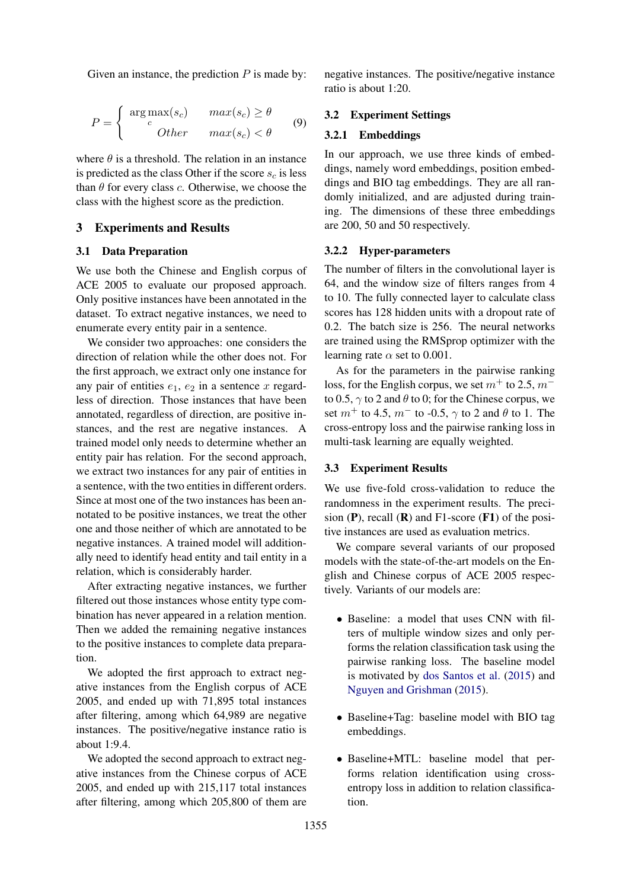Given an instance, the prediction $P$ is made by:

$$P = \begin{cases} \arg\max_{c}(s_c) & max(s_c) \geq \theta \\ Other & max(s_c) < \theta \end{cases} \quad (9)$$

where $\theta$ is a threshold. The relation in an instance is predicted as the class Other if the score $s_c$ is less than $\theta$ for every class $c$. Otherwise, we choose the class with the highest score as the prediction.

# 3 Experiments and Results

## 3.1 Data Preparation

We use both the Chinese and English corpus of ACE 2005 to evaluate our proposed approach. Only positive instances have been annotated in the dataset. To extract negative instances, we need to enumerate every entity pair in a sentence.

We consider two approaches: one considers the direction of relation while the other does not. For the first approach, we extract only one instance for any pair of entities $e_1$, $e_2$ in a sentence $x$ regardless of direction. Those instances that have been annotated, regardless of direction, are positive instances, and the rest are negative instances. A trained model only needs to determine whether an entity pair has relation. For the second approach, we extract two instances for any pair of entities in a sentence, with the two entities in different orders. Since at most one of the two instances has been annotated to be positive instances, we treat the other one and those neither of which are annotated to be negative instances. A trained model will additionally need to identify head entity and tail entity in a relation, which is considerably harder.

After extracting negative instances, we further filtered out those instances whose entity type combination has never appeared in a relation mention. Then we added the remaining negative instances to the positive instances to complete data preparation.

We adopted the first approach to extract negative instances from the English corpus of ACE 2005, and ended up with 71,895 total instances after filtering, among which 64,989 are negative instances. The positive/negative instance ratio is about 1:9.4.

We adopted the second approach to extract negative instances from the Chinese corpus of ACE 2005, and ended up with 215,117 total instances after filtering, among which 205,800 of them are negative instances. The positive/negative instance ratio is about 1:20.

## 3.2 Experiment Settings

### 3.2.1 Embeddings

In our approach, we use three kinds of embeddings, namely word embeddings, position embeddings and BIO tag embeddings. They are all randomly initialized, and are adjusted during training. The dimensions of these three embeddings are 200, 50 and 50 respectively.

### 3.2.2 Hyper-parameters

The number of filters in the convolutional layer is 64, and the window size of filters ranges from 4 to 10. The fully connected layer to calculate class scores has 128 hidden units with a dropout rate of 0.2. The batch size is 256. The neural networks are trained using the RMSprop optimizer with the learning rate $\alpha$ set to 0.001.

As for the parameters in the pairwise ranking loss, for the English corpus, we set $m^+$ to 2.5, $m^-$ to 0.5, $\gamma$ to 2 and $\theta$ to 0; for the Chinese corpus, we set $m^+$ to 4.5, $m^-$ to -0.5, $\gamma$ to 2 and $\theta$ to 1. The cross-entropy loss and the pairwise ranking loss in multi-task learning are equally weighted.

## 3.3 Experiment Results

We use five-fold cross-validation to reduce the randomness in the experiment results. The precision (**P**), recall (**R**) and F1-score (**F1**) of the positive instances are used as evaluation metrics.

We compare several variants of our proposed models with the state-of-the-art models on the English and Chinese corpus of ACE 2005 respectively. Variants of our models are:

- Baseline: a model that uses CNN with filters of multiple window sizes and only performs the relation classification task using the pairwise ranking loss. The baseline model is motivated by dos Santos et al. (2015) and Nguyen and Grishman (2015).
- Baseline+Tag: baseline model with BIO tag embeddings.
- Baseline+MTL: baseline model that performs relation identification using cross-entropy loss in addition to relation classification.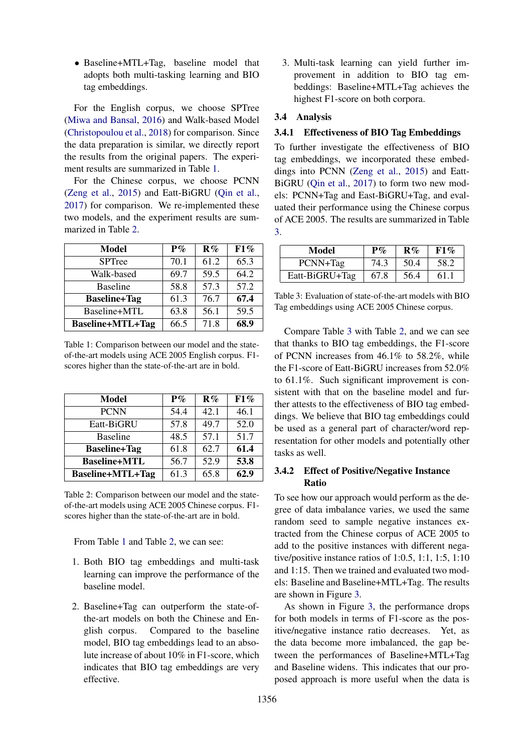- Baseline+MTL+Tag, baseline model that adopts both multi-tasking learning and BIO tag embeddings.

For the English corpus, we choose SPTree (Miwa and Bansal, 2016) and Walk-based Model (Christopoulou et al., 2018) for comparison. Since the data preparation is similar, we directly report the results from the original papers. The experiment results are summarized in Table 1.

For the Chinese corpus, we choose PCNN (Zeng et al., 2015) and Eatt-BiGRU (Qin et al., 2017) for comparison. We re-implemented these two models, and the experiment results are summarized in Table 2.

| Model | P% | R% | F1% |
|---|---|---|---|
| SPTree | 70.1 | 61.2 | 65.3 |
| Walk-based | 69.7 | 59.5 | 64.2 |
| Baseline | 58.8 | 57.3 | 57.2 |
| **Baseline+Tag** | 61.3 | 76.7 | **67.4** |
| Baseline+MTL | 63.8 | 56.1 | 59.5 |
| **Baseline+MTL+Tag** | 66.5 | 71.8 | **68.9** |

Table 1: Comparison between our model and the state-of-the-art models using ACE 2005 English corpus. F1-scores higher than the state-of-the-art are in bold.

| Model | P% | R% | F1% |
|---|---|---|---|
| PCNN | 54.4 | 42.1 | 46.1 |
| Eatt-BiGRU | 57.8 | 49.7 | 52.0 |
| Baseline | 48.5 | 57.1 | 51.7 |
| **Baseline+Tag** | 61.8 | 62.7 | **61.4** |
| **Baseline+MTL** | 56.7 | 52.9 | **53.8** |
| **Baseline+MTL+Tag** | 61.3 | 65.8 | **62.9** |

Table 2: Comparison between our model and the state-of-the-art models using ACE 2005 Chinese corpus. F1-scores higher than the state-of-the-art are in bold.

From Table 1 and Table 2, we can see:

1. Both BIO tag embeddings and multi-task learning can improve the performance of the baseline model.

2. Baseline+Tag can outperform the state-of-the-art models on both the Chinese and English corpus. Compared to the baseline model, BIO tag embeddings lead to an absolute increase of about 10% in F1-score, which indicates that BIO tag embeddings are very effective.

3. Multi-task learning can yield further improvement in addition to BIO tag embeddings: Baseline+MTL+Tag achieves the highest F1-score on both corpora.

## 3.4 Analysis

### 3.4.1 Effectiveness of BIO Tag Embeddings

To further investigate the effectiveness of BIO tag embeddings, we incorporated these embeddings into PCNN (Zeng et al., 2015) and Eatt-BiGRU (Qin et al., 2017) to form two new models: PCNN+Tag and East-BiGRU+Tag, and evaluated their performance using the Chinese corpus of ACE 2005. The results are summarized in Table 3.

| Model | P% | R% | F1% |
|---|---|---|---|
| PCNN+Tag | 74.3 | 50.4 | 58.2 |
| Eatt-BiGRU+Tag | 67.8 | 56.4 | 61.1 |

Table 3: Evaluation of state-of-the-art models with BIO Tag embeddings using ACE 2005 Chinese corpus.

Compare Table 3 with Table 2, and we can see that thanks to BIO tag embeddings, the F1-score of PCNN increases from 46.1% to 58.2%, while the F1-score of Eatt-BiGRU increases from 52.0% to 61.1%. Such significant improvement is consistent with that on the baseline model and further attests to the effectiveness of BIO tag embeddings. We believe that BIO tag embeddings could be used as a general part of character/word representation for other models and potentially other tasks as well.

### 3.4.2 Effect of Positive/Negative Instance Ratio

To see how our approach would perform as the degree of data imbalance varies, we used the same random seed to sample negative instances extracted from the Chinese corpus of ACE 2005 to add to the positive instances with different negative/positive instance ratios of 1:0.5, 1:1, 1:5, 1:10 and 1:15. Then we trained and evaluated two models: Baseline and Baseline+MTL+Tag. The results are shown in Figure 3.

As shown in Figure 3, the performance drops for both models in terms of F1-score as the positive/negative instance ratio decreases. Yet, as the data become more imbalanced, the gap between the performances of Baseline+MTL+Tag and Baseline widens. This indicates that our proposed approach is more useful when the data is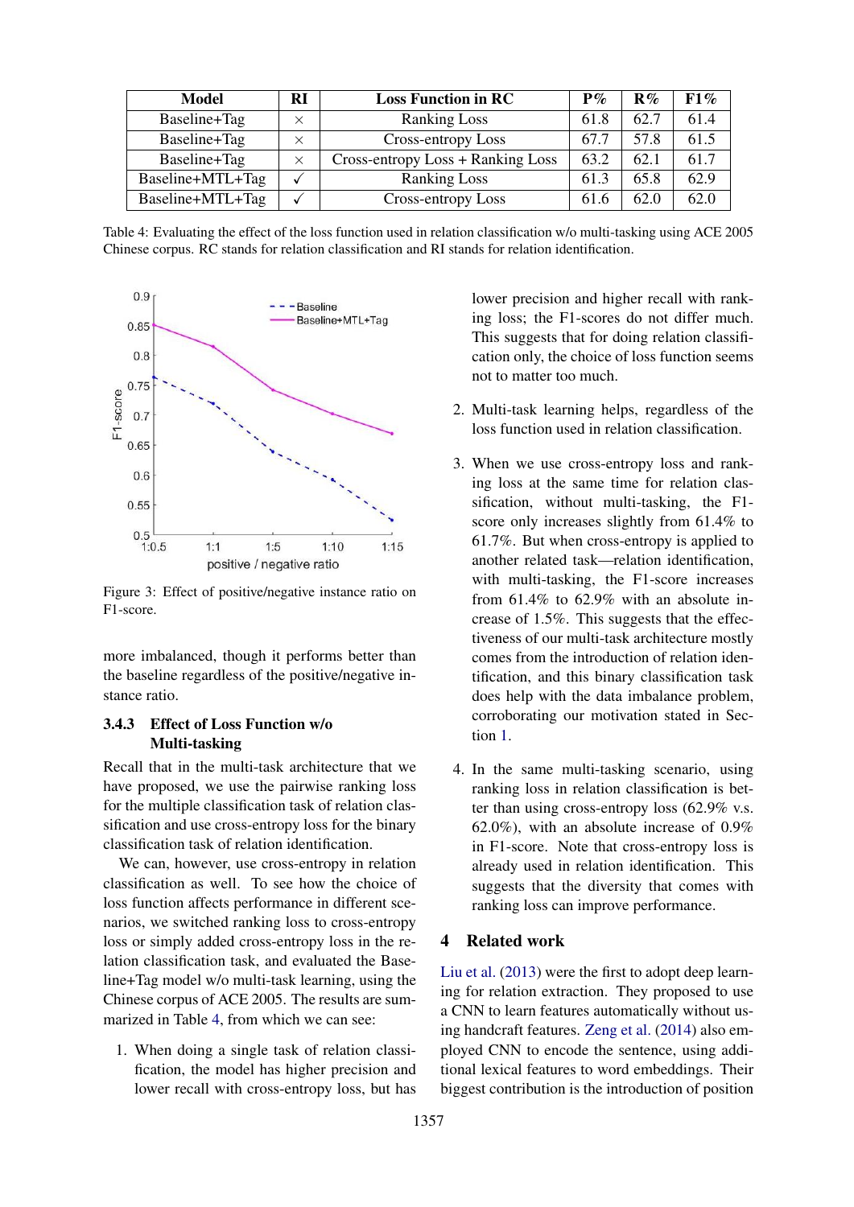| Model | RI | Loss Function in RC | P% | R% | F1% |
|---|---|---|---|---|---|
| Baseline+Tag | × | Ranking Loss | 61.8 | 62.7 | 61.4 |
| Baseline+Tag | × | Cross-entropy Loss | 67.7 | 57.8 | 61.5 |
| Baseline+Tag | × | Cross-entropy Loss + Ranking Loss | 63.2 | 62.1 | 61.7 |
| Baseline+MTL+Tag | ✓ | Ranking Loss | 61.3 | 65.8 | 62.9 |
| Baseline+MTL+Tag | ✓ | Cross-entropy Loss | 61.6 | 62.0 | 62.0 |

Table 4: Evaluating the effect of the loss function used in relation classification w/o multi-tasking using ACE 2005 Chinese corpus. RC stands for relation classification and RI stands for relation identification.

Figure 3: Effect of positive/negative instance ratio on F1-score.

more imbalanced, though it performs better than the baseline regardless of the positive/negative instance ratio.

### 3.4.3 Effect of Loss Function w/o Multi-tasking

Recall that in the multi-task architecture that we have proposed, we use the pairwise ranking loss for the multiple classification task of relation classification and use cross-entropy loss for the binary classification task of relation identification.

We can, however, use cross-entropy in relation classification as well. To see how the choice of loss function affects performance in different scenarios, we switched ranking loss to cross-entropy loss or simply added cross-entropy loss in the relation classification task, and evaluated the Baseline+Tag model w/o multi-task learning, using the Chinese corpus of ACE 2005. The results are summarized in Table 4, from which we can see:

1. When doing a single task of relation classification, the model has higher precision and lower recall with cross-entropy loss, but has lower precision and higher recall with ranking loss; the F1-scores do not differ much. This suggests that for doing relation classification only, the choice of loss function seems not to matter too much.

2. Multi-task learning helps, regardless of the loss function used in relation classification.

3. When we use cross-entropy loss and ranking loss at the same time for relation classification, without multi-tasking, the F1-score only increases slightly from 61.4% to 61.7%. But when cross-entropy is applied to another related task—relation identification, with multi-tasking, the F1-score increases from 61.4% to 62.9% with an absolute increase of 1.5%. This suggests that the effectiveness of our multi-task architecture mostly comes from the introduction of relation identification, and this binary classification task does help with the data imbalance problem, corroborating our motivation stated in Section 1.

4. In the same multi-tasking scenario, using ranking loss in relation classification is better than using cross-entropy loss (62.9% v.s. 62.0%), with an absolute increase of 0.9% in F1-score. Note that cross-entropy loss is already used in relation identification. This suggests that the diversity that comes with ranking loss can improve performance.

## 4 Related work

Liu et al. (2013) were the first to adopt deep learning for relation extraction. They proposed to use a CNN to learn features automatically without using handcraft features. Zeng et al. (2014) also employed CNN to encode the sentence, using additional lexical features to word embeddings. Their biggest contribution is the introduction of position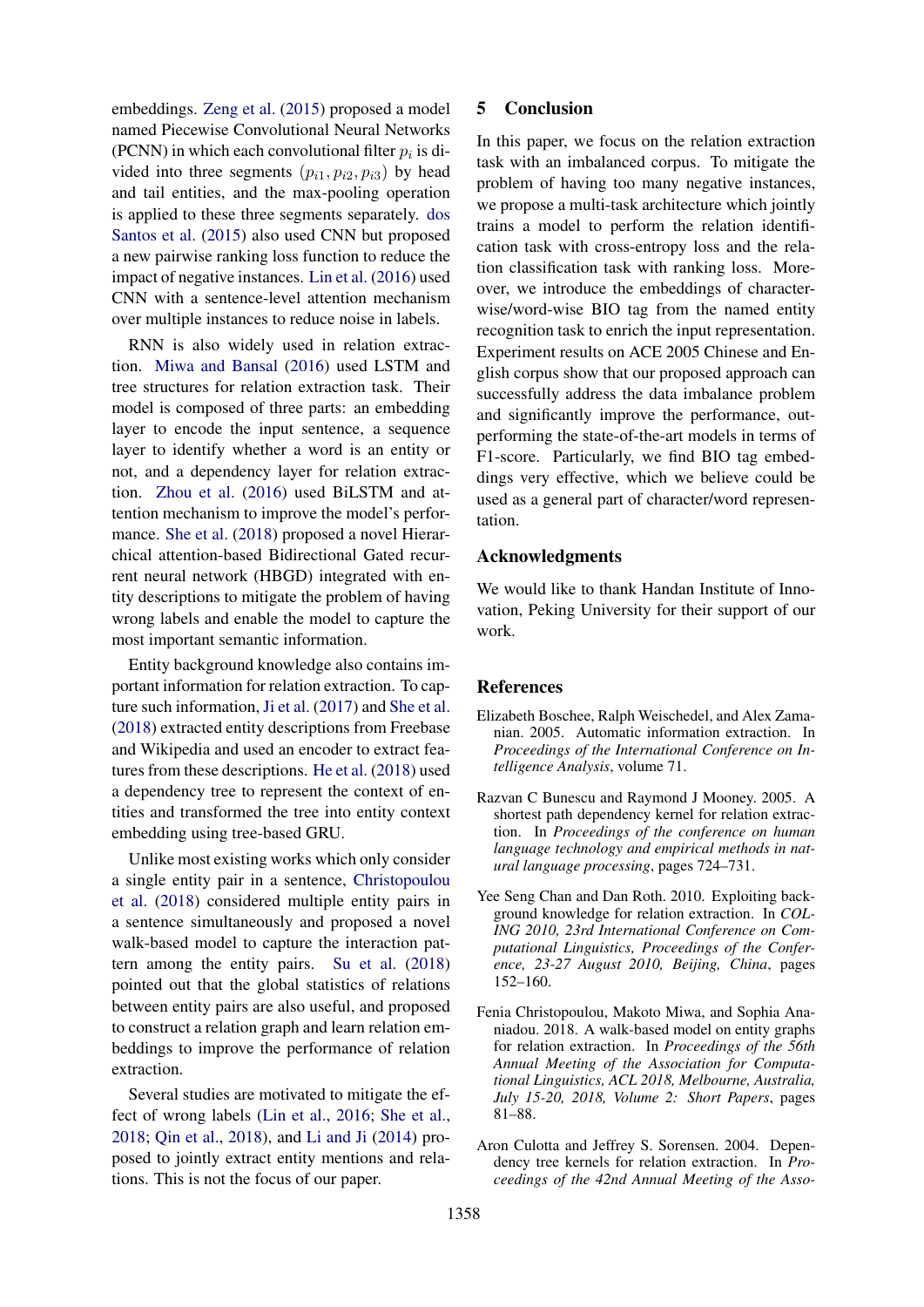embeddings. Zeng et al. (2015) proposed a model named Piecewise Convolutional Neural Networks (PCNN) in which each convolutional filter $p_i$ is divided into three segments $(p_{i1}, p_{i2}, p_{i3})$ by head and tail entities, and the max-pooling operation is applied to these three segments separately. dos Santos et al. (2015) also used CNN but proposed a new pairwise ranking loss function to reduce the impact of negative instances. Lin et al. (2016) used CNN with a sentence-level attention mechanism over multiple instances to reduce noise in labels.

RNN is also widely used in relation extraction. Miwa and Bansal (2016) used LSTM and tree structures for relation extraction task. Their model is composed of three parts: an embedding layer to encode the input sentence, a sequence layer to identify whether a word is an entity or not, and a dependency layer for relation extraction. Zhou et al. (2016) used BiLSTM and attention mechanism to improve the model's performance. She et al. (2018) proposed a novel Hierarchical attention-based Bidirectional Gated recurrent neural network (HBGD) integrated with entity descriptions to mitigate the problem of having wrong labels and enable the model to capture the most important semantic information.

Entity background knowledge also contains important information for relation extraction. To capture such information, Ji et al. (2017) and She et al. (2018) extracted entity descriptions from Freebase and Wikipedia and used an encoder to extract features from these descriptions. He et al. (2018) used a dependency tree to represent the context of entities and transformed the tree into entity context embedding using tree-based GRU.

Unlike most existing works which only consider a single entity pair in a sentence, Christopoulou et al. (2018) considered multiple entity pairs in a sentence simultaneously and proposed a novel walk-based model to capture the interaction pattern among the entity pairs. Su et al. (2018) pointed out that the global statistics of relations between entity pairs are also useful, and proposed to construct a relation graph and learn relation embeddings to improve the performance of relation extraction.

Several studies are motivated to mitigate the effect of wrong labels (Lin et al., 2016; She et al., 2018; Qin et al., 2018), and Li and Ji (2014) proposed to jointly extract entity mentions and relations. This is not the focus of our paper.

## 5 Conclusion

In this paper, we focus on the relation extraction task with an imbalanced corpus. To mitigate the problem of having too many negative instances, we propose a multi-task architecture which jointly trains a model to perform the relation identification task with cross-entropy loss and the relation classification task with ranking loss. Moreover, we introduce the embeddings of character-wise/word-wise BIO tag from the named entity recognition task to enrich the input representation. Experiment results on ACE 2005 Chinese and English corpus show that our proposed approach can successfully address the data imbalance problem and significantly improve the performance, outperforming the state-of-the-art models in terms of F1-score. Particularly, we find BIO tag embeddings very effective, which we believe could be used as a general part of character/word representation.

## Acknowledgments

We would like to thank Handan Institute of Innovation, Peking University for their support of our work.

## References

Elizabeth Boschee, Ralph Weischedel, and Alex Zamanian. 2005. Automatic information extraction. In *Proceedings of the International Conference on Intelligence Analysis*, volume 71.

Razvan C Bunescu and Raymond J Mooney. 2005. A shortest path dependency kernel for relation extraction. In *Proceedings of the conference on human language technology and empirical methods in natural language processing*, pages 724–731.

Yee Seng Chan and Dan Roth. 2010. Exploiting background knowledge for relation extraction. In *COLING 2010, 23rd International Conference on Computational Linguistics, Proceedings of the Conference, 23-27 August 2010, Beijing, China*, pages 152–160.

Fenia Christopoulou, Makoto Miwa, and Sophia Ananiadou. 2018. A walk-based model on entity graphs for relation extraction. In *Proceedings of the 56th Annual Meeting of the Association for Computational Linguistics, ACL 2018, Melbourne, Australia, July 15-20, 2018, Volume 2: Short Papers*, pages 81–88.

Aron Culotta and Jeffrey S. Sorensen. 2004. Dependency tree kernels for relation extraction. In *Proceedings of the 42nd Annual Meeting of the Asso-*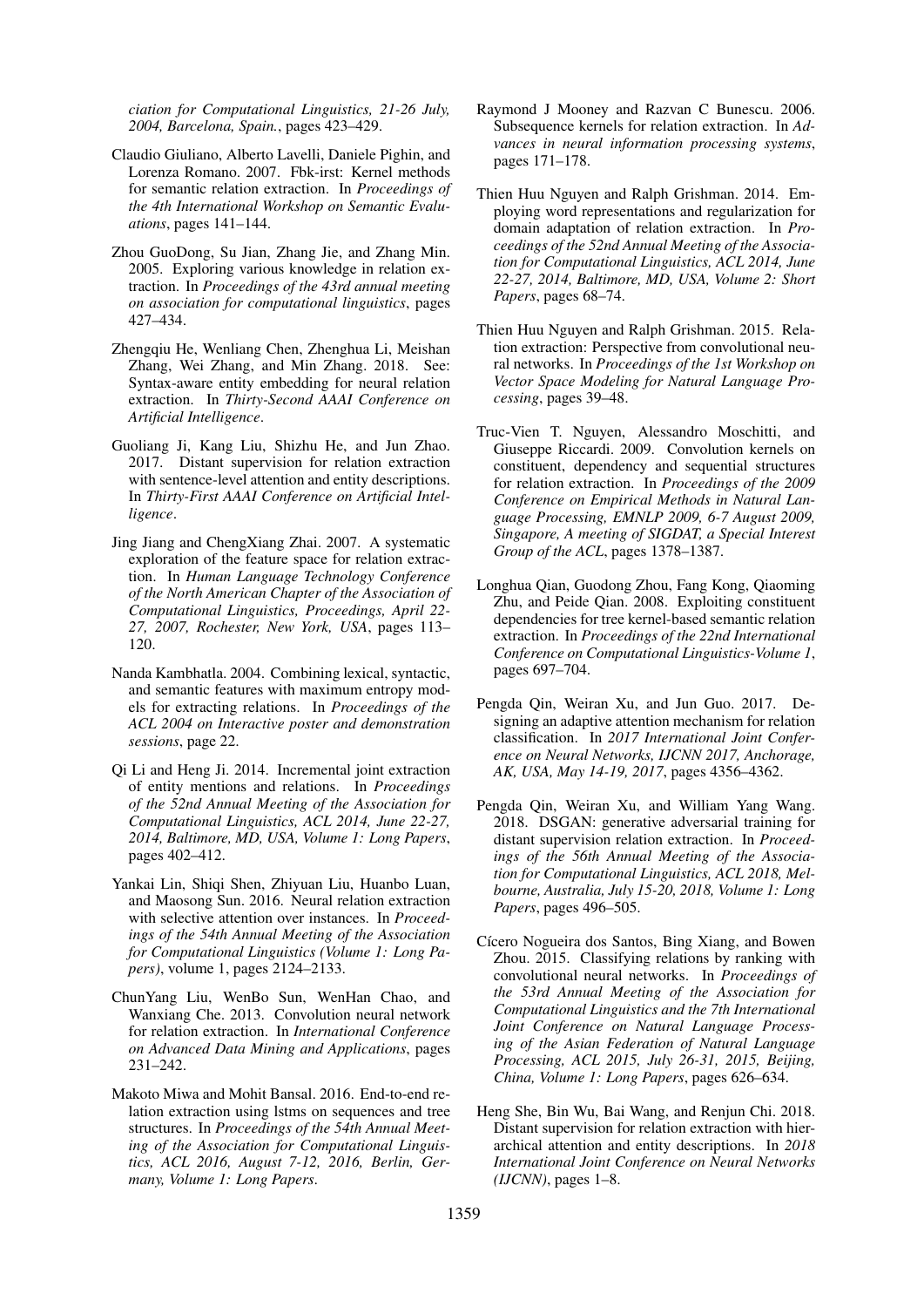*ciation for Computational Linguistics, 21-26 July, 2004, Barcelona, Spain.*, pages 423–429.

Claudio Giuliano, Alberto Lavelli, Daniele Pighin, and Lorenza Romano. 2007. Fbk-irst: Kernel methods for semantic relation extraction. In *Proceedings of the 4th International Workshop on Semantic Evaluations*, pages 141–144.

Zhou GuoDong, Su Jian, Zhang Jie, and Zhang Min. 2005. Exploring various knowledge in relation extraction. In *Proceedings of the 43rd annual meeting on association for computational linguistics*, pages 427–434.

Zhengqiu He, Wenliang Chen, Zhenghua Li, Meishan Zhang, Wei Zhang, and Min Zhang. 2018. See: Syntax-aware entity embedding for neural relation extraction. In *Thirty-Second AAAI Conference on Artificial Intelligence*.

Guoliang Ji, Kang Liu, Shizhu He, and Jun Zhao. 2017. Distant supervision for relation extraction with sentence-level attention and entity descriptions. In *Thirty-First AAAI Conference on Artificial Intelligence*.

Jing Jiang and ChengXiang Zhai. 2007. A systematic exploration of the feature space for relation extraction. In *Human Language Technology Conference of the North American Chapter of the Association of Computational Linguistics, Proceedings, April 22-27, 2007, Rochester, New York, USA*, pages 113–120.

Nanda Kambhatla. 2004. Combining lexical, syntactic, and semantic features with maximum entropy models for extracting relations. In *Proceedings of the ACL 2004 on Interactive poster and demonstration sessions*, page 22.

Qi Li and Heng Ji. 2014. Incremental joint extraction of entity mentions and relations. In *Proceedings of the 52nd Annual Meeting of the Association for Computational Linguistics, ACL 2014, June 22-27, 2014, Baltimore, MD, USA, Volume 1: Long Papers*, pages 402–412.

Yankai Lin, Shiqi Shen, Zhiyuan Liu, Huanbo Luan, and Maosong Sun. 2016. Neural relation extraction with selective attention over instances. In *Proceedings of the 54th Annual Meeting of the Association for Computational Linguistics (Volume 1: Long Papers)*, volume 1, pages 2124–2133.

ChunYang Liu, WenBo Sun, WenHan Chao, and Wanxiang Che. 2013. Convolution neural network for relation extraction. In *International Conference on Advanced Data Mining and Applications*, pages 231–242.

Makoto Miwa and Mohit Bansal. 2016. End-to-end relation extraction using lstms on sequences and tree structures. In *Proceedings of the 54th Annual Meeting of the Association for Computational Linguistics, ACL 2016, August 7-12, 2016, Berlin, Germany, Volume 1: Long Papers*.

Raymond J Mooney and Razvan C Bunescu. 2006. Subsequence kernels for relation extraction. In *Advances in neural information processing systems*, pages 171–178.

Thien Huu Nguyen and Ralph Grishman. 2014. Employing word representations and regularization for domain adaptation of relation extraction. In *Proceedings of the 52nd Annual Meeting of the Association for Computational Linguistics, ACL 2014, June 22-27, 2014, Baltimore, MD, USA, Volume 2: Short Papers*, pages 68–74.

Thien Huu Nguyen and Ralph Grishman. 2015. Relation extraction: Perspective from convolutional neural networks. In *Proceedings of the 1st Workshop on Vector Space Modeling for Natural Language Processing*, pages 39–48.

Truc-Vien T. Nguyen, Alessandro Moschitti, and Giuseppe Riccardi. 2009. Convolution kernels on constituent, dependency and sequential structures for relation extraction. In *Proceedings of the 2009 Conference on Empirical Methods in Natural Language Processing, EMNLP 2009, 6-7 August 2009, Singapore, A meeting of SIGDAT, a Special Interest Group of the ACL*, pages 1378–1387.

Longhua Qian, Guodong Zhou, Fang Kong, Qiaoming Zhu, and Peide Qian. 2008. Exploiting constituent dependencies for tree kernel-based semantic relation extraction. In *Proceedings of the 22nd International Conference on Computational Linguistics-Volume 1*, pages 697–704.

Pengda Qin, Weiran Xu, and Jun Guo. 2017. Designing an adaptive attention mechanism for relation classification. In *2017 International Joint Conference on Neural Networks, IJCNN 2017, Anchorage, AK, USA, May 14-19, 2017*, pages 4356–4362.

Pengda Qin, Weiran Xu, and William Yang Wang. 2018. DSGAN: generative adversarial training for distant supervision relation extraction. In *Proceedings of the 56th Annual Meeting of the Association for Computational Linguistics, ACL 2018, Melbourne, Australia, July 15-20, 2018, Volume 1: Long Papers*, pages 496–505.

Cícero Nogueira dos Santos, Bing Xiang, and Bowen Zhou. 2015. Classifying relations by ranking with convolutional neural networks. In *Proceedings of the 53rd Annual Meeting of the Association for Computational Linguistics and the 7th International Joint Conference on Natural Language Processing of the Asian Federation of Natural Language Processing, ACL 2015, July 26-31, 2015, Beijing, China, Volume 1: Long Papers*, pages 626–634.

Heng She, Bin Wu, Bai Wang, and Renjun Chi. 2018. Distant supervision for relation extraction with hierarchical attention and entity descriptions. In *2018 International Joint Conference on Neural Networks (IJCNN)*, pages 1–8.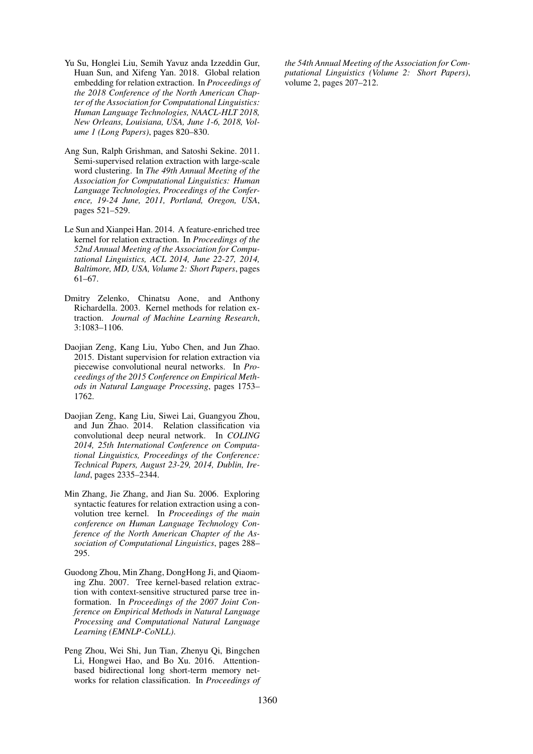Yu Su, Honglei Liu, Semih Yavuz anda Izzeddin Gur, Huan Sun, and Xifeng Yan. 2018. Global relation embedding for relation extraction. In *Proceedings of the 2018 Conference of the North American Chapter of the Association for Computational Linguistics: Human Language Technologies, NAACL-HLT 2018, New Orleans, Louisiana, USA, June 1-6, 2018, Volume 1 (Long Papers)*, pages 820–830.

Ang Sun, Ralph Grishman, and Satoshi Sekine. 2011. Semi-supervised relation extraction with large-scale word clustering. In *The 49th Annual Meeting of the Association for Computational Linguistics: Human Language Technologies, Proceedings of the Conference, 19-24 June, 2011, Portland, Oregon, USA*, pages 521–529.

Le Sun and Xianpei Han. 2014. A feature-enriched tree kernel for relation extraction. In *Proceedings of the 52nd Annual Meeting of the Association for Computational Linguistics, ACL 2014, June 22-27, 2014, Baltimore, MD, USA, Volume 2: Short Papers*, pages 61–67.

Dmitry Zelenko, Chinatsu Aone, and Anthony Richardella. 2003. Kernel methods for relation extraction. *Journal of Machine Learning Research*, 3:1083–1106.

Daojian Zeng, Kang Liu, Yubo Chen, and Jun Zhao. 2015. Distant supervision for relation extraction via piecewise convolutional neural networks. In *Proceedings of the 2015 Conference on Empirical Methods in Natural Language Processing*, pages 1753–1762.

Daojian Zeng, Kang Liu, Siwei Lai, Guangyou Zhou, and Jun Zhao. 2014. Relation classification via convolutional deep neural network. In *COLING 2014, 25th International Conference on Computational Linguistics, Proceedings of the Conference: Technical Papers, August 23-29, 2014, Dublin, Ireland*, pages 2335–2344.

Min Zhang, Jie Zhang, and Jian Su. 2006. Exploring syntactic features for relation extraction using a convolution tree kernel. In *Proceedings of the main conference on Human Language Technology Conference of the North American Chapter of the Association of Computational Linguistics*, pages 288–295.

Guodong Zhou, Min Zhang, DongHong Ji, and Qiaoming Zhu. 2007. Tree kernel-based relation extraction with context-sensitive structured parse tree information. In *Proceedings of the 2007 Joint Conference on Empirical Methods in Natural Language Processing and Computational Natural Language Learning (EMNLP-CoNLL)*.

Peng Zhou, Wei Shi, Jun Tian, Zhenyu Qi, Bingchen Li, Hongwei Hao, and Bo Xu. 2016. Attention-based bidirectional long short-term memory networks for relation classification. In *Proceedings of the 54th Annual Meeting of the Association for Computational Linguistics (Volume 2: Short Papers)*, volume 2, pages 207–212.